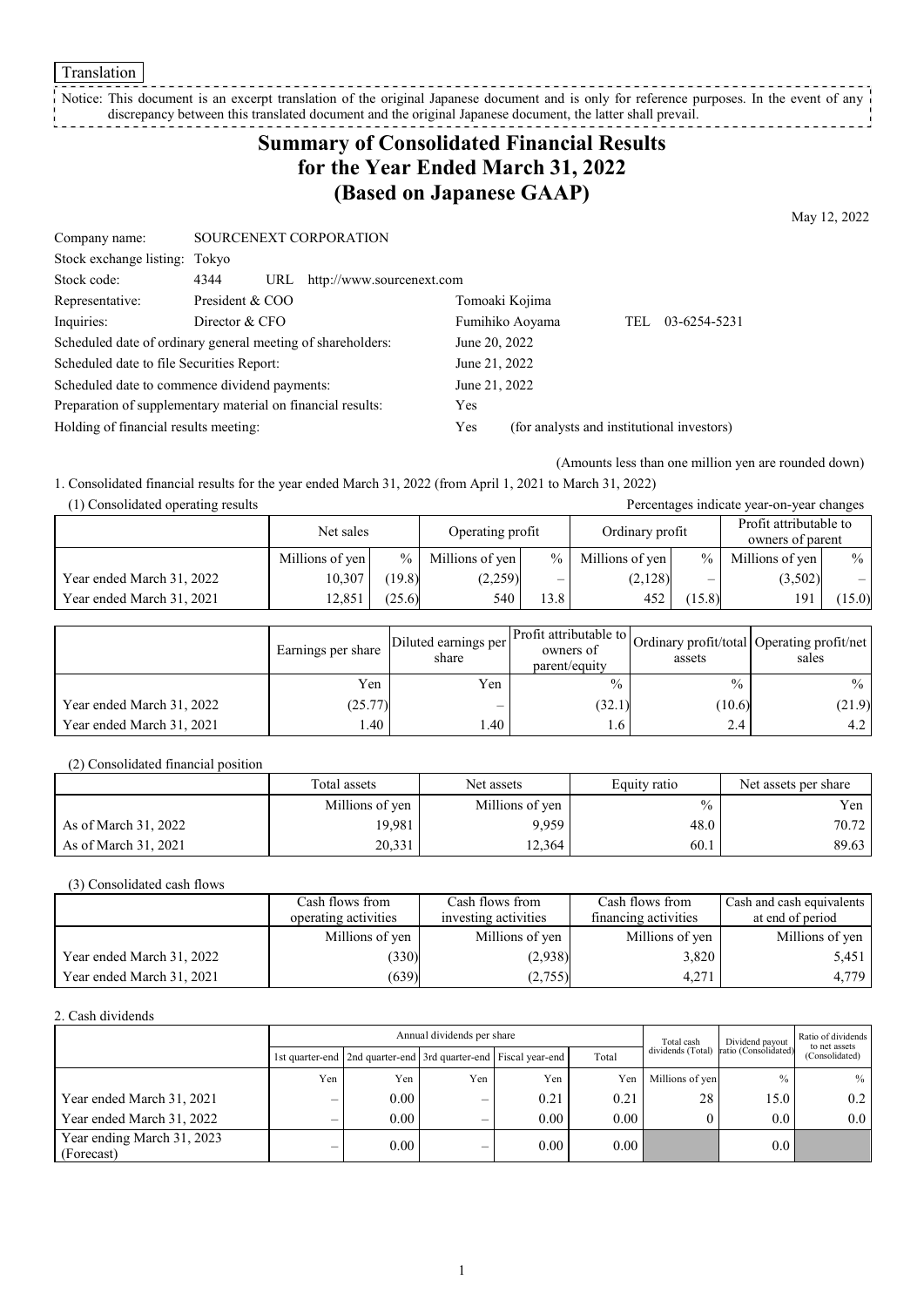Translation

Notice: This document is an excerpt translation of the original Japanese document and is only for reference purposes. In the event of any discrepancy between this translated document and the original Japanese document, the latter shall prevail.

# Summary of Consolidated Financial Results for the Year Ended March 31, 2022 (Based on Japanese GAAP)

May 12, 2022

| | | |
|---|---|---|
| Company name: | SOURCENEXT CORPORATION | |
| Stock exchange listing: | Tokyo | |
| Stock code: | 4344 URL http://www.sourcenext.com | |
| Representative: | President & COO | Tomoaki Kojima |
| Inquiries: | Director & CFO | Fumihiko Aoyama TEL 03-6254-5231 |
| Scheduled date of ordinary general meeting of shareholders: | | June 20, 2022 |
| Scheduled date to file Securities Report: | | June 21, 2022 |
| Scheduled date to commence dividend payments: | | June 21, 2022 |
| Preparation of supplementary material on financial results: | | Yes |
| Holding of financial results meeting: | | Yes (for analysts and institutional investors) |

(Amounts less than one million yen are rounded down)

1. Consolidated financial results for the year ended March 31, 2022 (from April 1, 2021 to March 31, 2022)

(1) Consolidated operating results

Percentages indicate year-on-year changes

| | Net sales | | Operating profit | | Ordinary profit | | Profit attributable to owners of parent | |
|---|---|---|---|---|---|---|---|---|
| | Millions of yen | % | Millions of yen | % | Millions of yen | % | Millions of yen | % |
| Year ended March 31, 2022 | 10,307 | (19.8) | (2,259) | – | (2,128) | – | (3,502) | – |
| Year ended March 31, 2021 | 12,851 | (25.6) | 540 | 13.8 | 452 | (15.8) | 191 | (15.0) |

| | Earnings per share | Diluted earnings per share | Profit attributable to owners of parent/equity | Ordinary profit/total assets | Operating profit/net sales |
|---|---|---|---|---|---|
| | Yen | Yen | % | % | % |
| Year ended March 31, 2022 | (25.77) | – | (32.1) | (10.6) | (21.9) |
| Year ended March 31, 2021 | 1.40 | 1.40 | 1.6 | 2.4 | 4.2 |

(2) Consolidated financial position

| | Total assets | Net assets | Equity ratio | Net assets per share |
|---|---|---|---|---|
| | Millions of yen | Millions of yen | % | Yen |
| As of March 31, 2022 | 19,981 | 9,959 | 48.0 | 70.72 |
| As of March 31, 2021 | 20,331 | 12,364 | 60.1 | 89.63 |

(3) Consolidated cash flows

| | Cash flows from operating activities | Cash flows from investing activities | Cash flows from financing activities | Cash and cash equivalents at end of period |
|---|---|---|---|---|
| | Millions of yen | Millions of yen | Millions of yen | Millions of yen |
| Year ended March 31, 2022 | (330) | (2,938) | 3,820 | 5,451 |
| Year ended March 31, 2021 | (639) | (2,755) | 4,271 | 4,779 |

2. Cash dividends

| | Annual dividends per share | | | | | Total cash dividends (Total) | Dividend payout ratio (Consolidated) | Ratio of dividends to net assets (Consolidated) |
|---|---|---|---|---|---|---|---|---|
| | 1st quarter-end | 2nd quarter-end | 3rd quarter-end | Fiscal year-end | Total | | | |
| | Yen | Yen | Yen | Yen | Yen | Millions of yen | % | % |
| Year ended March 31, 2021 | – | 0.00 | – | 0.21 | 0.21 | 28 | 15.0 | 0.2 |
| Year ended March 31, 2022 | – | 0.00 | – | 0.00 | 0.00 | 0 | 0.0 | 0.0 |
| Year ending March 31, 2023 (Forecast) | – | 0.00 | – | 0.00 | 0.00 | | 0.0 | |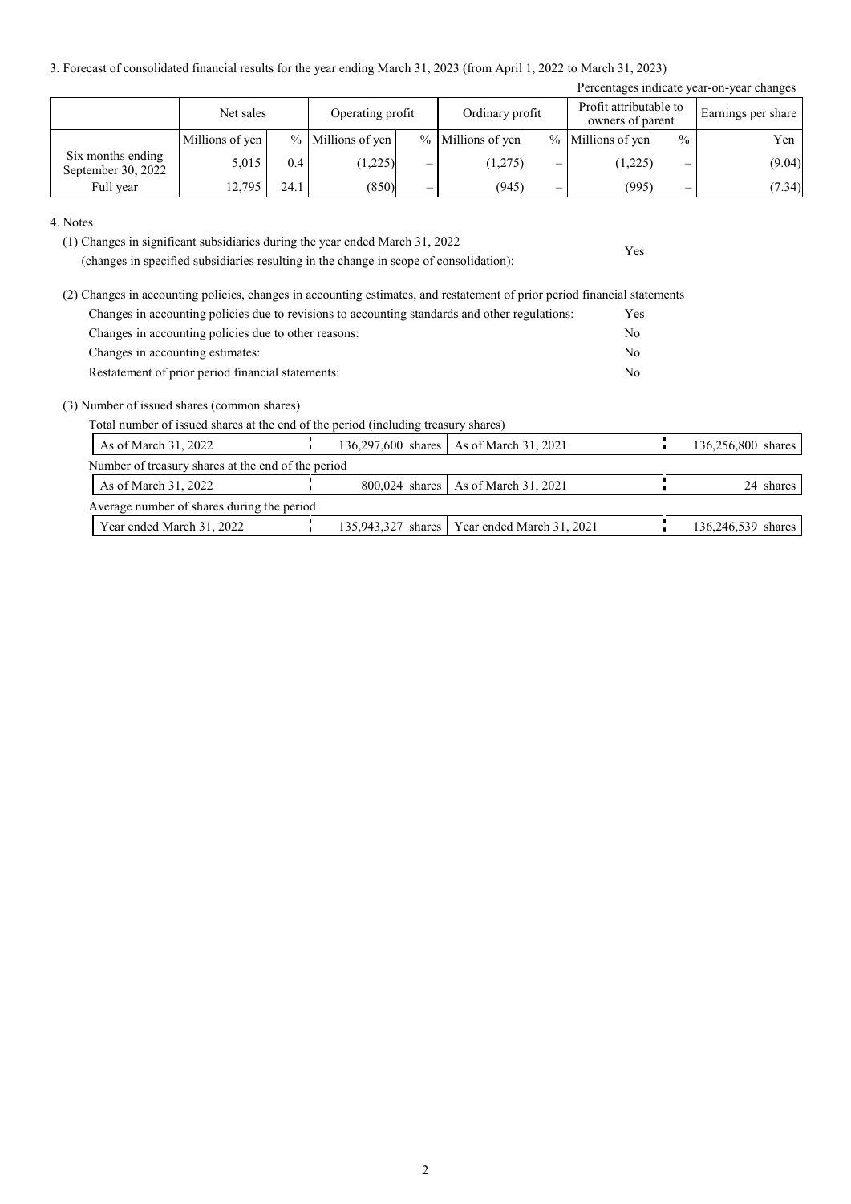3. Forecast of consolidated financial results for the year ending March 31, 2023 (from April 1, 2022 to March 31, 2023)

Percentages indicate year-on-year changes

| | Net sales | | Operating profit | | Ordinary profit | | Profit attributable to owners of parent | | Earnings per share |
|---|---|---|---|---|---|---|---|---|---|
| | Millions of yen | % | Millions of yen | % | Millions of yen | % | Millions of yen | % | Yen |
| Six months ending September 30, 2022 | 5,015 | 0.4 | (1,225) | – | (1,275) | – | (1,225) | – | (9.04) |
| Full year | 12,795 | 24.1 | (850) | – | (945) | – | (995) | – | (7.34) |

4. Notes

(1) Changes in significant subsidiaries during the year ended March 31, 2022 (changes in specified subsidiaries resulting in the change in scope of consolidation): Yes

(2) Changes in accounting policies, changes in accounting estimates, and restatement of prior period financial statements

| | |
|---|---|
| Changes in accounting policies due to revisions to accounting standards and other regulations: | Yes |
| Changes in accounting policies due to other reasons: | No |
| Changes in accounting estimates: | No |
| Restatement of prior period financial statements: | No |

(3) Number of issued shares (common shares)

Total number of issued shares at the end of the period (including treasury shares)

| | | | |
|---|---|---|---|
| As of March 31, 2022 | 136,297,600 shares | As of March 31, 2021 | 136,256,800 shares |

Number of treasury shares at the end of the period

| | | | |
|---|---|---|---|
| As of March 31, 2022 | 800,024 shares | As of March 31, 2021 | 24 shares |

Average number of shares during the period

| | | | |
|---|---|---|---|
| Year ended March 31, 2022 | 135,943,327 shares | Year ended March 31, 2021 | 136,246,539 shares |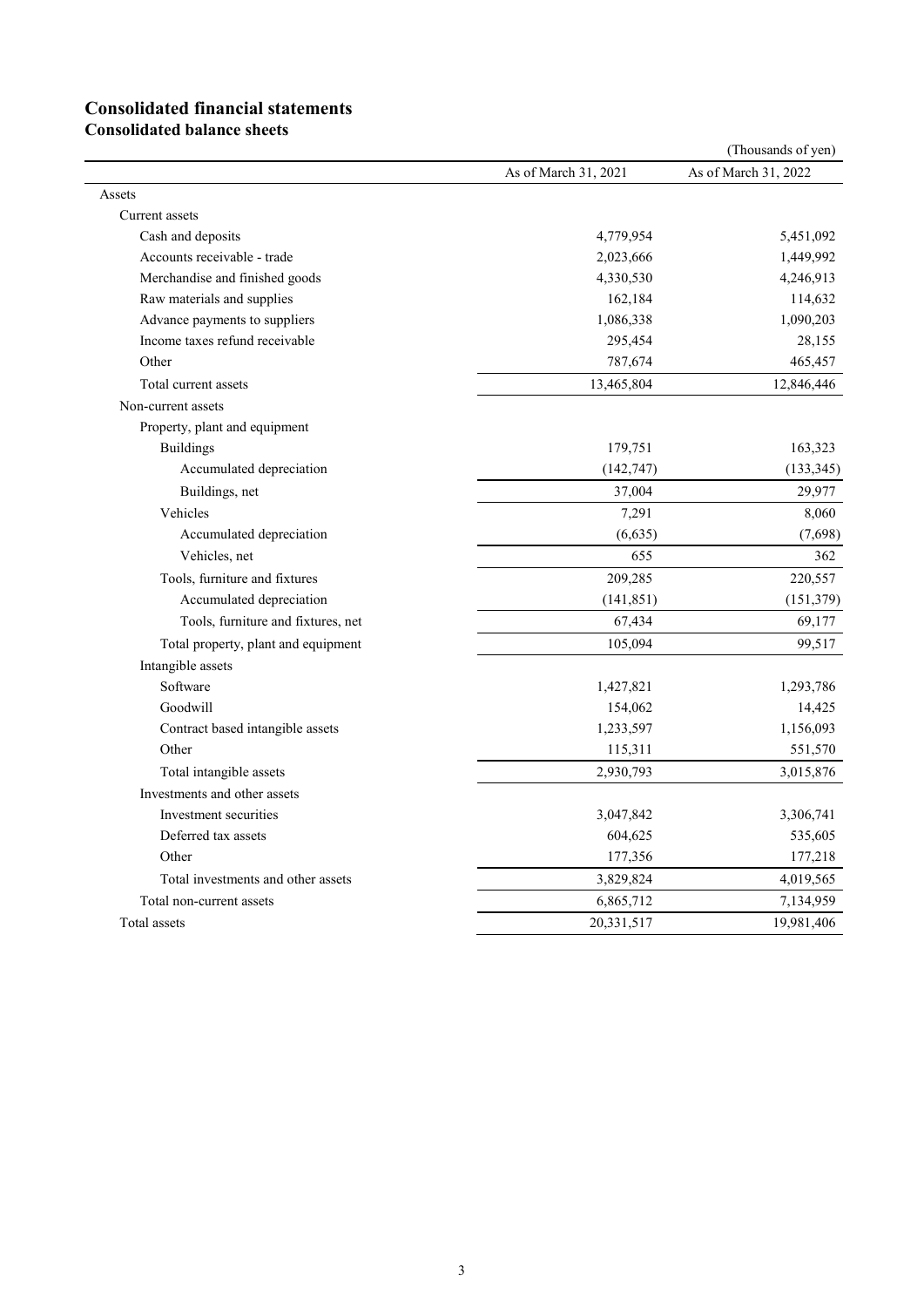# Consolidated financial statements

## Consolidated balance sheets

(Thousands of yen)

| | As of March 31, 2021 | As of March 31, 2022 |
|---|---|---|
| Assets | | |
| Current assets | | |
| Cash and deposits | 4,779,954 | 5,451,092 |
| Accounts receivable - trade | 2,023,666 | 1,449,992 |
| Merchandise and finished goods | 4,330,530 | 4,246,913 |
| Raw materials and supplies | 162,184 | 114,632 |
| Advance payments to suppliers | 1,086,338 | 1,090,203 |
| Income taxes refund receivable | 295,454 | 28,155 |
| Other | 787,674 | 465,457 |
| Total current assets | 13,465,804 | 12,846,446 |
| Non-current assets | | |
| Property, plant and equipment | | |
| Buildings | 179,751 | 163,323 |
| Accumulated depreciation | (142,747) | (133,345) |
| Buildings, net | 37,004 | 29,977 |
| Vehicles | 7,291 | 8,060 |
| Accumulated depreciation | (6,635) | (7,698) |
| Vehicles, net | 655 | 362 |
| Tools, furniture and fixtures | 209,285 | 220,557 |
| Accumulated depreciation | (141,851) | (151,379) |
| Tools, furniture and fixtures, net | 67,434 | 69,177 |
| Total property, plant and equipment | 105,094 | 99,517 |
| Intangible assets | | |
| Software | 1,427,821 | 1,293,786 |
| Goodwill | 154,062 | 14,425 |
| Contract based intangible assets | 1,233,597 | 1,156,093 |
| Other | 115,311 | 551,570 |
| Total intangible assets | 2,930,793 | 3,015,876 |
| Investments and other assets | | |
| Investment securities | 3,047,842 | 3,306,741 |
| Deferred tax assets | 604,625 | 535,605 |
| Other | 177,356 | 177,218 |
| Total investments and other assets | 3,829,824 | 4,019,565 |
| Total non-current assets | 6,865,712 | 7,134,959 |
| Total assets | 20,331,517 | 19,981,406 |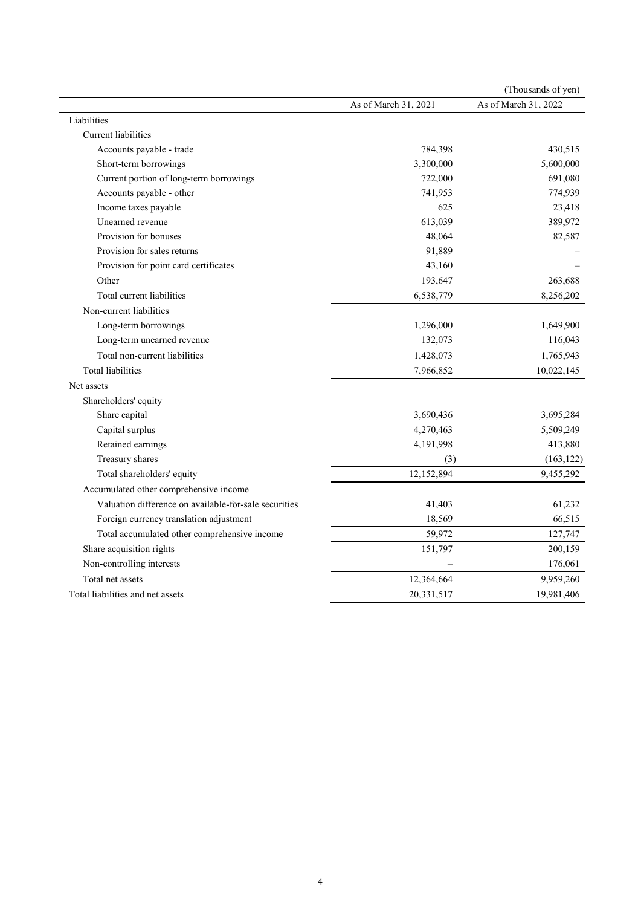(Thousands of yen)

| | As of March 31, 2021 | As of March 31, 2022 |
|---|---|---|
| Liabilities | | |
| Current liabilities | | |
| Accounts payable - trade | 784,398 | 430,515 |
| Short-term borrowings | 3,300,000 | 5,600,000 |
| Current portion of long-term borrowings | 722,000 | 691,080 |
| Accounts payable - other | 741,953 | 774,939 |
| Income taxes payable | 625 | 23,418 |
| Unearned revenue | 613,039 | 389,972 |
| Provision for bonuses | 48,064 | 82,587 |
| Provision for sales returns | 91,889 | – |
| Provision for point card certificates | 43,160 | – |
| Other | 193,647 | 263,688 |
| Total current liabilities | 6,538,779 | 8,256,202 |
| Non-current liabilities | | |
| Long-term borrowings | 1,296,000 | 1,649,900 |
| Long-term unearned revenue | 132,073 | 116,043 |
| Total non-current liabilities | 1,428,073 | 1,765,943 |
| Total liabilities | 7,966,852 | 10,022,145 |
| Net assets | | |
| Shareholders' equity | | |
| Share capital | 3,690,436 | 3,695,284 |
| Capital surplus | 4,270,463 | 5,509,249 |
| Retained earnings | 4,191,998 | 413,880 |
| Treasury shares | (3) | (163,122) |
| Total shareholders' equity | 12,152,894 | 9,455,292 |
| Accumulated other comprehensive income | | |
| Valuation difference on available-for-sale securities | 41,403 | 61,232 |
| Foreign currency translation adjustment | 18,569 | 66,515 |
| Total accumulated other comprehensive income | 59,972 | 127,747 |
| Share acquisition rights | 151,797 | 200,159 |
| Non-controlling interests | – | 176,061 |
| Total net assets | 12,364,664 | 9,959,260 |
| Total liabilities and net assets | 20,331,517 | 19,981,406 |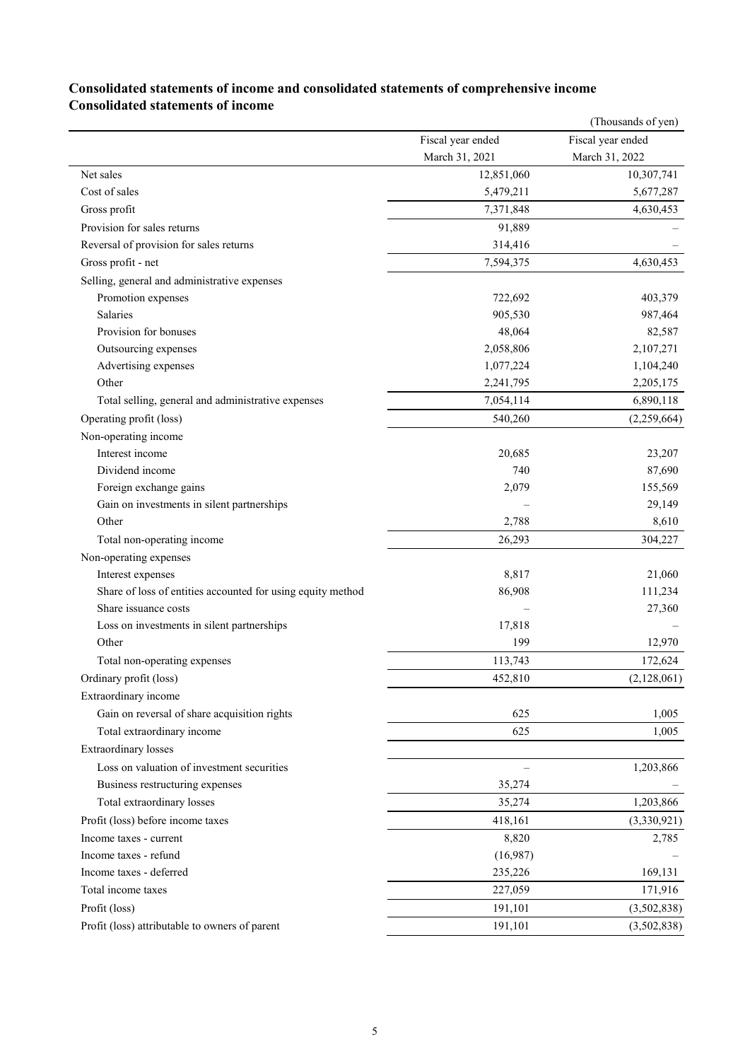## Consolidated statements of income and consolidated statements of comprehensive income

### Consolidated statements of income

(Thousands of yen)

| | Fiscal year ended March 31, 2021 | Fiscal year ended March 31, 2022 |
|---|---|---|
| Net sales | 12,851,060 | 10,307,741 |
| Cost of sales | 5,479,211 | 5,677,287 |
| Gross profit | 7,371,848 | 4,630,453 |
| Provision for sales returns | 91,889 | – |
| Reversal of provision for sales returns | 314,416 | – |
| Gross profit - net | 7,594,375 | 4,630,453 |
| Selling, general and administrative expenses | | |
| Promotion expenses | 722,692 | 403,379 |
| Salaries | 905,530 | 987,464 |
| Provision for bonuses | 48,064 | 82,587 |
| Outsourcing expenses | 2,058,806 | 2,107,271 |
| Advertising expenses | 1,077,224 | 1,104,240 |
| Other | 2,241,795 | 2,205,175 |
| Total selling, general and administrative expenses | 7,054,114 | 6,890,118 |
| Operating profit (loss) | 540,260 | (2,259,664) |
| Non-operating income | | |
| Interest income | 20,685 | 23,207 |
| Dividend income | 740 | 87,690 |
| Foreign exchange gains | 2,079 | 155,569 |
| Gain on investments in silent partnerships | – | 29,149 |
| Other | 2,788 | 8,610 |
| Total non-operating income | 26,293 | 304,227 |
| Non-operating expenses | | |
| Interest expenses | 8,817 | 21,060 |
| Share of loss of entities accounted for using equity method | 86,908 | 111,234 |
| Share issuance costs | – | 27,360 |
| Loss on investments in silent partnerships | 17,818 | – |
| Other | 199 | 12,970 |
| Total non-operating expenses | 113,743 | 172,624 |
| Ordinary profit (loss) | 452,810 | (2,128,061) |
| Extraordinary income | | |
| Gain on reversal of share acquisition rights | 625 | 1,005 |
| Total extraordinary income | 625 | 1,005 |
| Extraordinary losses | | |
| Loss on valuation of investment securities | – | 1,203,866 |
| Business restructuring expenses | 35,274 | – |
| Total extraordinary losses | 35,274 | 1,203,866 |
| Profit (loss) before income taxes | 418,161 | (3,330,921) |
| Income taxes - current | 8,820 | 2,785 |
| Income taxes - refund | (16,987) | – |
| Income taxes - deferred | 235,226 | 169,131 |
| Total income taxes | 227,059 | 171,916 |
| Profit (loss) | 191,101 | (3,502,838) |
| Profit (loss) attributable to owners of parent | 191,101 | (3,502,838) |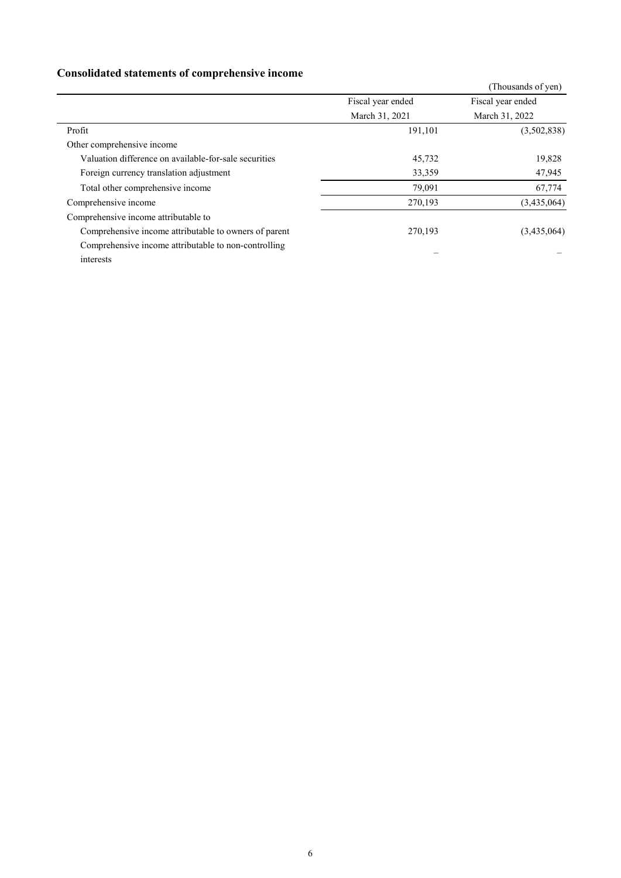## Consolidated statements of comprehensive income

(Thousands of yen)

| | Fiscal year ended March 31, 2021 | Fiscal year ended March 31, 2022 |
|---|---|---|
| Profit | 191,101 | (3,502,838) |
| Other comprehensive income | | |
| Valuation difference on available-for-sale securities | 45,732 | 19,828 |
| Foreign currency translation adjustment | 33,359 | 47,945 |
| Total other comprehensive income | 79,091 | 67,774 |
| Comprehensive income | 270,193 | (3,435,064) |
| Comprehensive income attributable to | | |
| Comprehensive income attributable to owners of parent | 270,193 | (3,435,064) |
| Comprehensive income attributable to non-controlling interests | – | – |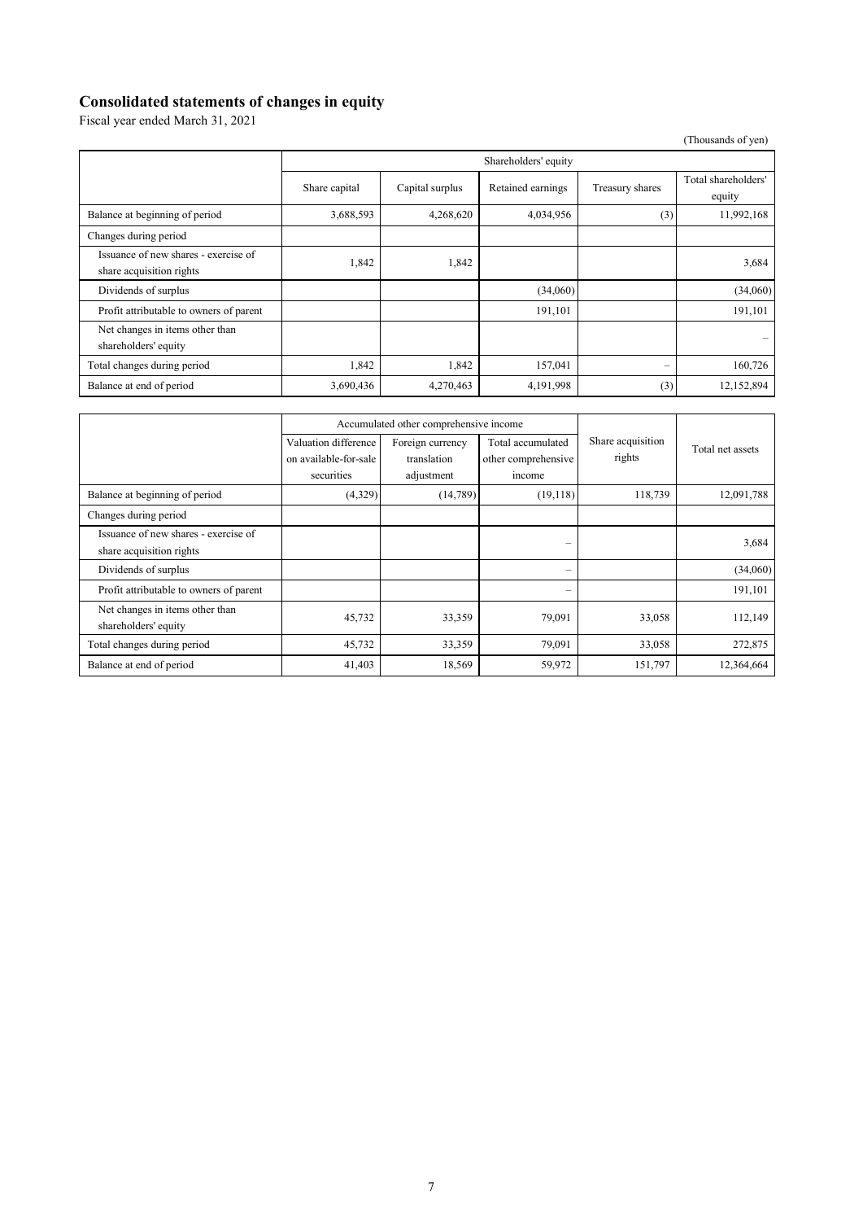# Consolidated statements of changes in equity

Fiscal year ended March 31, 2021

(Thousands of yen)

| | Shareholders' equity | | | | |
|---|---|---|---|---|---|
| | Share capital | Capital surplus | Retained earnings | Treasury shares | Total shareholders' equity |
| Balance at beginning of period | 3,688,593 | 4,268,620 | 4,034,956 | (3) | 11,992,168 |
| Changes during period | | | | | |
| Issuance of new shares - exercise of share acquisition rights | 1,842 | 1,842 | | | 3,684 |
| Dividends of surplus | | | (34,060) | | (34,060) |
| Profit attributable to owners of parent | | | 191,101 | | 191,101 |
| Net changes in items other than shareholders' equity | | | | | – |
| Total changes during period | 1,842 | 1,842 | 157,041 | – | 160,726 |
| Balance at end of period | 3,690,436 | 4,270,463 | 4,191,998 | (3) | 12,152,894 |

| | Accumulated other comprehensive income | | | Share acquisition rights | Total net assets |
|---|---|---|---|---|---|
| | Valuation difference on available-for-sale securities | Foreign currency translation adjustment | Total accumulated other comprehensive income | | |
| Balance at beginning of period | (4,329) | (14,789) | (19,118) | 118,739 | 12,091,788 |
| Changes during period | | | | | |
| Issuance of new shares - exercise of share acquisition rights | | | – | | 3,684 |
| Dividends of surplus | | | – | | (34,060) |
| Profit attributable to owners of parent | | | – | | 191,101 |
| Net changes in items other than shareholders' equity | 45,732 | 33,359 | 79,091 | 33,058 | 112,149 |
| Total changes during period | 45,732 | 33,359 | 79,091 | 33,058 | 272,875 |
| Balance at end of period | 41,403 | 18,569 | 59,972 | 151,797 | 12,364,664 |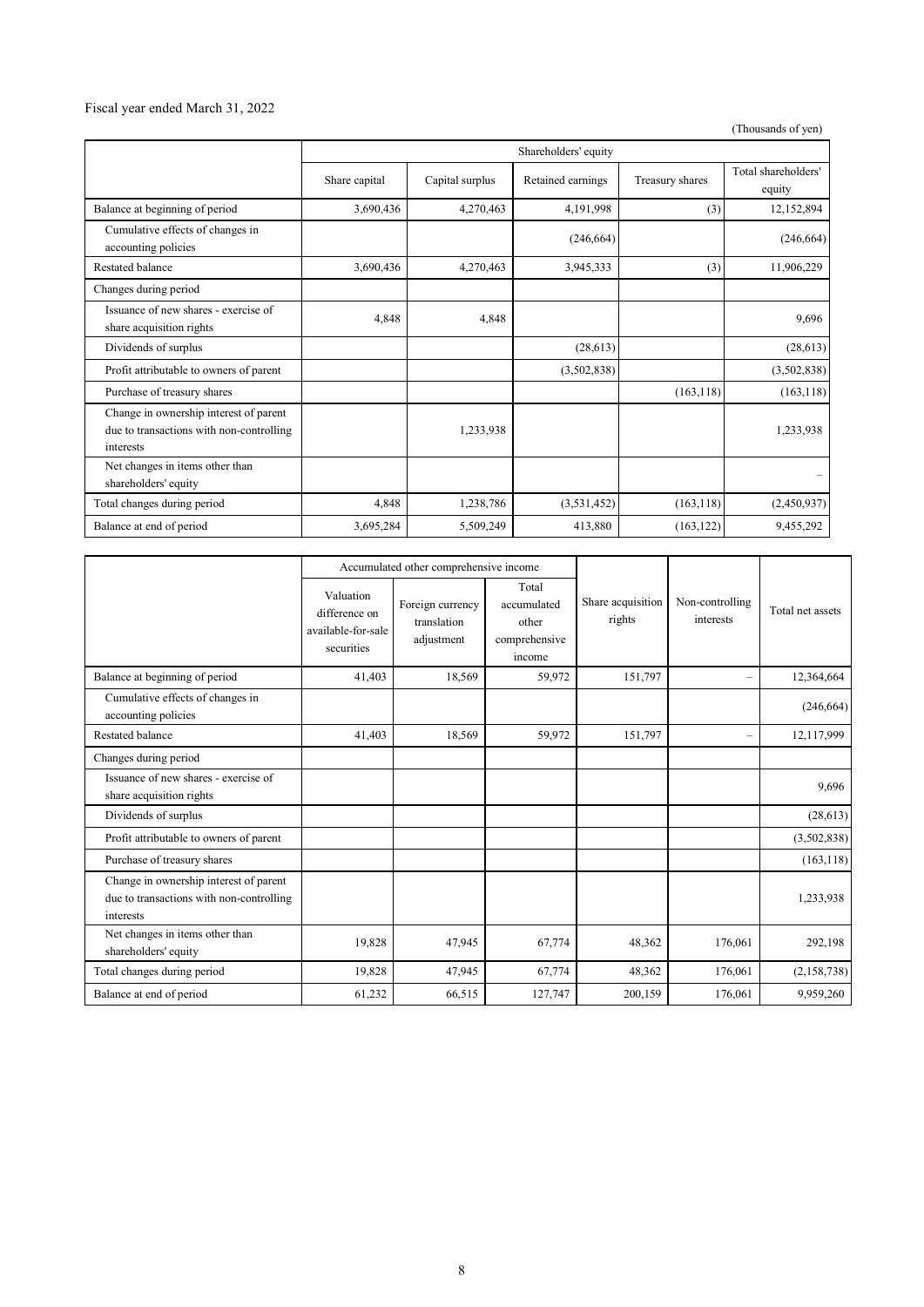Fiscal year ended March 31, 2022

(Thousands of yen)

| | Shareholders' equity | | | | |
|---|---|---|---|---|---|
| | Share capital | Capital surplus | Retained earnings | Treasury shares | Total shareholders' equity |
| Balance at beginning of period | 3,690,436 | 4,270,463 | 4,191,998 | (3) | 12,152,894 |
| Cumulative effects of changes in accounting policies | | | (246,664) | | (246,664) |
| Restated balance | 3,690,436 | 4,270,463 | 3,945,333 | (3) | 11,906,229 |
| Changes during period | | | | | |
| Issuance of new shares - exercise of share acquisition rights | 4,848 | 4,848 | | | 9,696 |
| Dividends of surplus | | | (28,613) | | (28,613) |
| Profit attributable to owners of parent | | | (3,502,838) | | (3,502,838) |
| Purchase of treasury shares | | | | (163,118) | (163,118) |
| Change in ownership interest of parent due to transactions with non-controlling interests | | 1,233,938 | | | 1,233,938 |
| Net changes in items other than shareholders' equity | | | | | – |
| Total changes during period | 4,848 | 1,238,786 | (3,531,452) | (163,118) | (2,450,937) |
| Balance at end of period | 3,695,284 | 5,509,249 | 413,880 | (163,122) | 9,455,292 |

| | Accumulated other comprehensive income | | | Share acquisition rights | Non-controlling interests | Total net assets |
|---|---|---|---|---|---|---|
| | Valuation difference on available-for-sale securities | Foreign currency translation adjustment | Total accumulated other comprehensive income | | | |
| Balance at beginning of period | 41,403 | 18,569 | 59,972 | 151,797 | – | 12,364,664 |
| Cumulative effects of changes in accounting policies | | | | | | (246,664) |
| Restated balance | 41,403 | 18,569 | 59,972 | 151,797 | – | 12,117,999 |
| Changes during period | | | | | | |
| Issuance of new shares - exercise of share acquisition rights | | | | | | 9,696 |
| Dividends of surplus | | | | | | (28,613) |
| Profit attributable to owners of parent | | | | | | (3,502,838) |
| Purchase of treasury shares | | | | | | (163,118) |
| Change in ownership interest of parent due to transactions with non-controlling interests | | | | | | 1,233,938 |
| Net changes in items other than shareholders' equity | 19,828 | 47,945 | 67,774 | 48,362 | 176,061 | 292,198 |
| Total changes during period | 19,828 | 47,945 | 67,774 | 48,362 | 176,061 | (2,158,738) |
| Balance at end of period | 61,232 | 66,515 | 127,747 | 200,159 | 176,061 | 9,959,260 |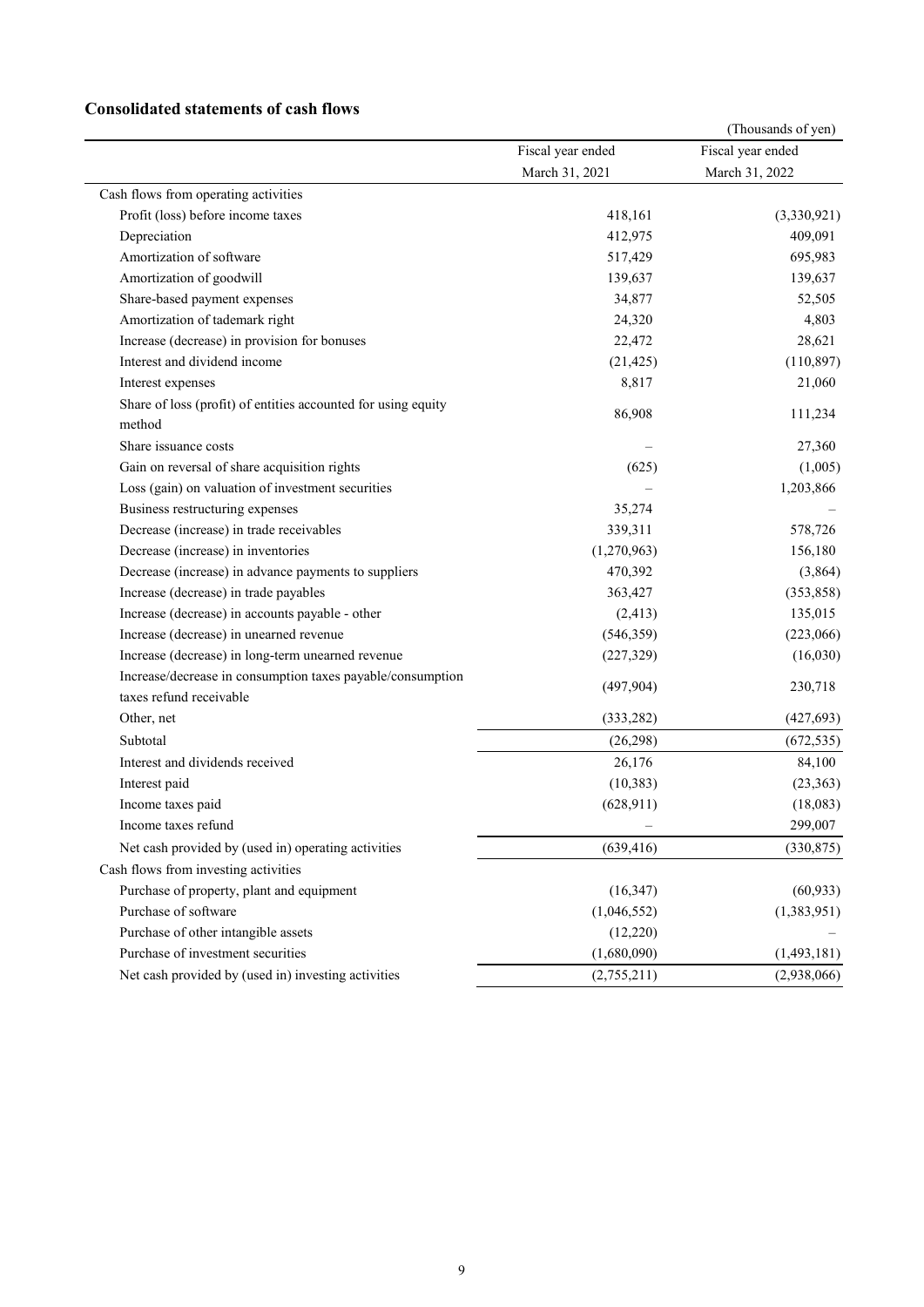## Consolidated statements of cash flows

(Thousands of yen)

| | Fiscal year ended March 31, 2021 | Fiscal year ended March 31, 2022 |
|---|---|---|
| Cash flows from operating activities | | |
| Profit (loss) before income taxes | 418,161 | (3,330,921) |
| Depreciation | 412,975 | 409,091 |
| Amortization of software | 517,429 | 695,983 |
| Amortization of goodwill | 139,637 | 139,637 |
| Share-based payment expenses | 34,877 | 52,505 |
| Amortization of tademark right | 24,320 | 4,803 |
| Increase (decrease) in provision for bonuses | 22,472 | 28,621 |
| Interest and dividend income | (21,425) | (110,897) |
| Interest expenses | 8,817 | 21,060 |
| Share of loss (profit) of entities accounted for using equity method | 86,908 | 111,234 |
| Share issuance costs | – | 27,360 |
| Gain on reversal of share acquisition rights | (625) | (1,005) |
| Loss (gain) on valuation of investment securities | – | 1,203,866 |
| Business restructuring expenses | 35,274 | – |
| Decrease (increase) in trade receivables | 339,311 | 578,726 |
| Decrease (increase) in inventories | (1,270,963) | 156,180 |
| Decrease (increase) in advance payments to suppliers | 470,392 | (3,864) |
| Increase (decrease) in trade payables | 363,427 | (353,858) |
| Increase (decrease) in accounts payable - other | (2,413) | 135,015 |
| Increase (decrease) in unearned revenue | (546,359) | (223,066) |
| Increase (decrease) in long-term unearned revenue | (227,329) | (16,030) |
| Increase/decrease in consumption taxes payable/consumption taxes refund receivable | (497,904) | 230,718 |
| Other, net | (333,282) | (427,693) |
| Subtotal | (26,298) | (672,535) |
| Interest and dividends received | 26,176 | 84,100 |
| Interest paid | (10,383) | (23,363) |
| Income taxes paid | (628,911) | (18,083) |
| Income taxes refund | – | 299,007 |
| Net cash provided by (used in) operating activities | (639,416) | (330,875) |
| Cash flows from investing activities | | |
| Purchase of property, plant and equipment | (16,347) | (60,933) |
| Purchase of software | (1,046,552) | (1,383,951) |
| Purchase of other intangible assets | (12,220) | – |
| Purchase of investment securities | (1,680,090) | (1,493,181) |
| Net cash provided by (used in) investing activities | (2,755,211) | (2,938,066) |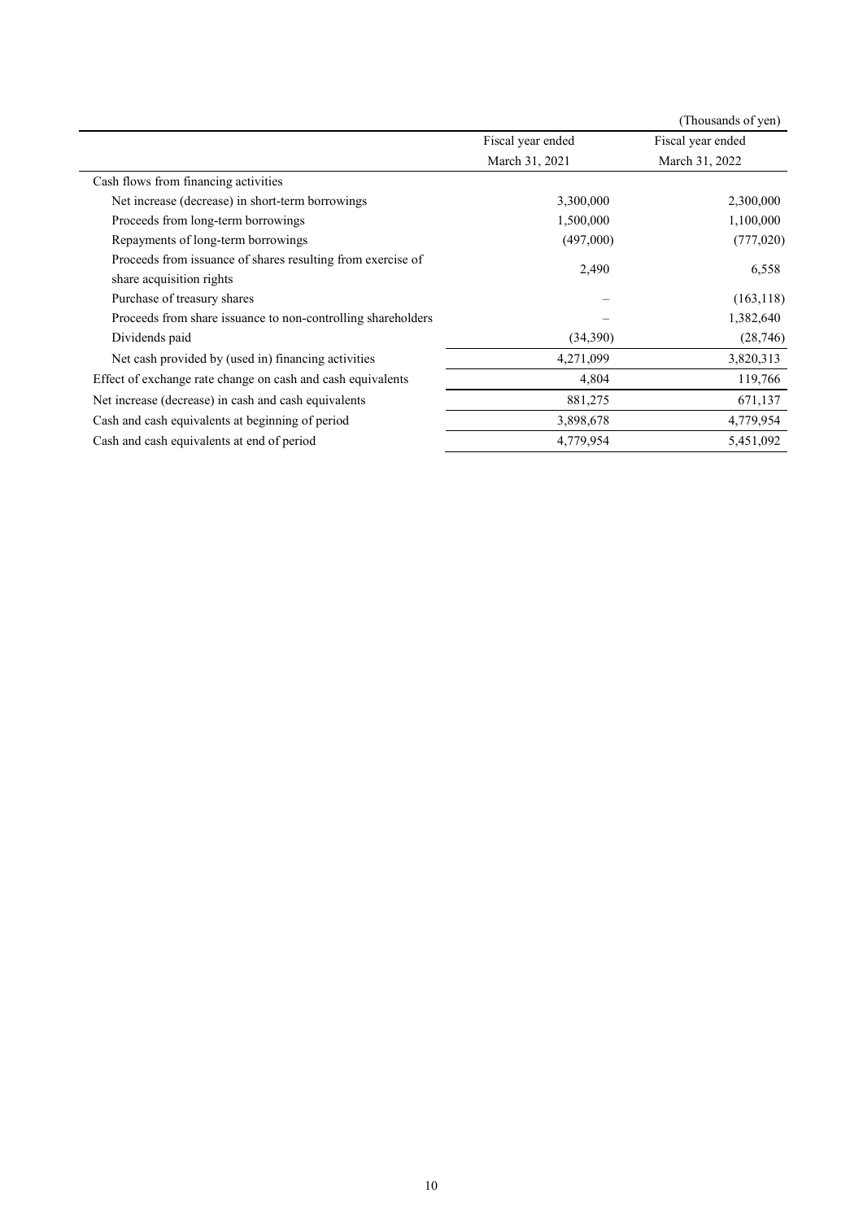(Thousands of yen)

| | Fiscal year ended March 31, 2021 | Fiscal year ended March 31, 2022 |
|---|---|---|
| Cash flows from financing activities | | |
| Net increase (decrease) in short-term borrowings | 3,300,000 | 2,300,000 |
| Proceeds from long-term borrowings | 1,500,000 | 1,100,000 |
| Repayments of long-term borrowings | (497,000) | (777,020) |
| Proceeds from issuance of shares resulting from exercise of share acquisition rights | 2,490 | 6,558 |
| Purchase of treasury shares | – | (163,118) |
| Proceeds from share issuance to non-controlling shareholders | – | 1,382,640 |
| Dividends paid | (34,390) | (28,746) |
| Net cash provided by (used in) financing activities | 4,271,099 | 3,820,313 |
| Effect of exchange rate change on cash and cash equivalents | 4,804 | 119,766 |
| Net increase (decrease) in cash and cash equivalents | 881,275 | 671,137 |
| Cash and cash equivalents at beginning of period | 3,898,678 | 4,779,954 |
| Cash and cash equivalents at end of period | 4,779,954 | 5,451,092 |